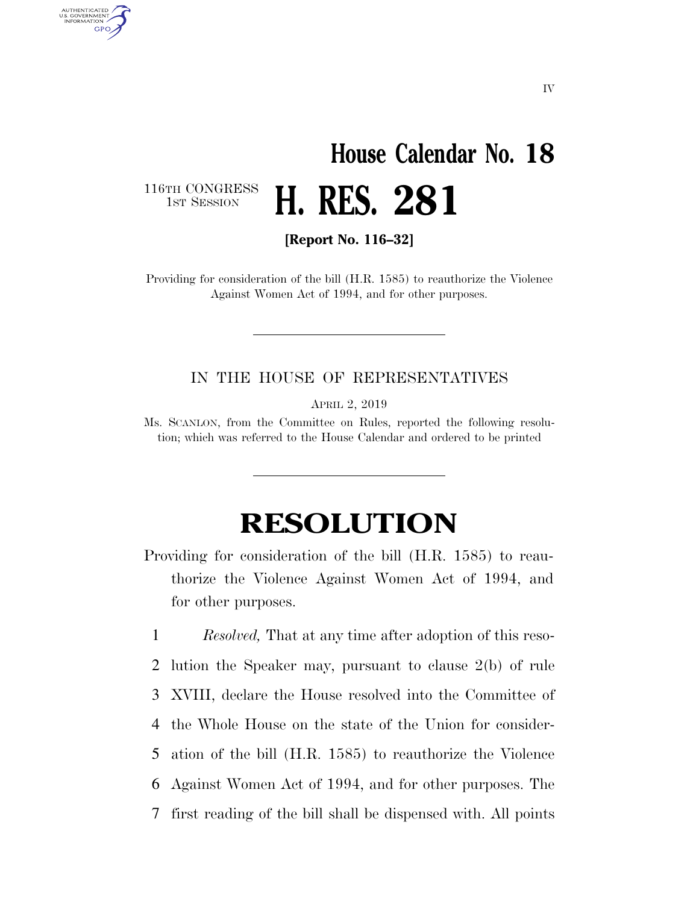IV

# House Calendar No. 18

116TH CONGRESS
1ST SESSION

# H. RES. 281

**[Report No. 116–32]**

Providing for consideration of the bill (H.R. 1585) to reauthorize the Violence Against Women Act of 1994, and for other purposes.

---

IN THE HOUSE OF REPRESENTATIVES

APRIL 2, 2019

Ms. SCANLON, from the Committee on Rules, reported the following resolution; which was referred to the House Calendar and ordered to be printed

---

# RESOLUTION

Providing for consideration of the bill (H.R. 1585) to reauthorize the Violence Against Women Act of 1994, and for other purposes.

1 *Resolved,* That at any time after adoption of this reso-
2 lution the Speaker may, pursuant to clause 2(b) of rule
3 XVIII, declare the House resolved into the Committee of
4 the Whole House on the state of the Union for consider-
5 ation of the bill (H.R. 1585) to reauthorize the Violence
6 Against Women Act of 1994, and for other purposes. The
7 first reading of the bill shall be dispensed with. All points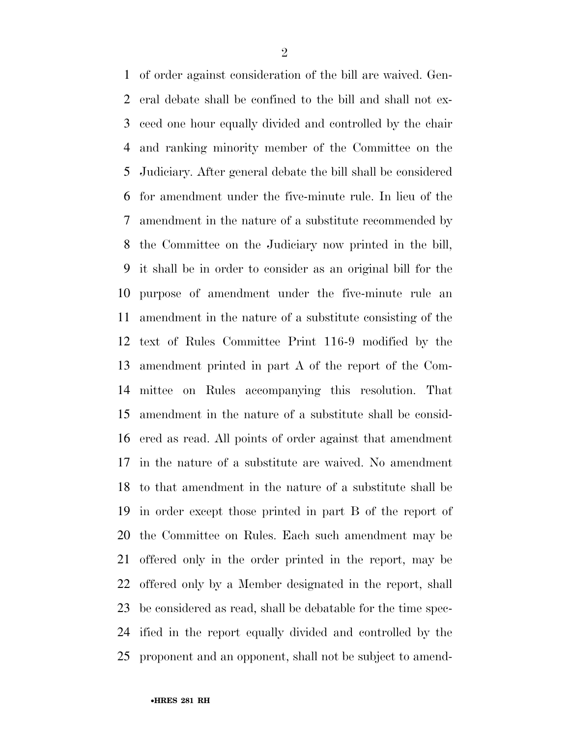of order against consideration of the bill are waived. General debate shall be confined to the bill and shall not exceed one hour equally divided and controlled by the chair and ranking minority member of the Committee on the Judiciary. After general debate the bill shall be considered for amendment under the five-minute rule. In lieu of the amendment in the nature of a substitute recommended by the Committee on the Judiciary now printed in the bill, it shall be in order to consider as an original bill for the purpose of amendment under the five-minute rule an amendment in the nature of a substitute consisting of the text of Rules Committee Print 116-9 modified by the amendment printed in part A of the report of the Committee on Rules accompanying this resolution. That amendment in the nature of a substitute shall be considered as read. All points of order against that amendment in the nature of a substitute are waived. No amendment to that amendment in the nature of a substitute shall be in order except those printed in part B of the report of the Committee on Rules. Each such amendment may be offered only in the order printed in the report, may be offered only by a Member designated in the report, shall be considered as read, shall be debatable for the time specified in the report equally divided and controlled by the proponent and an opponent, shall not be subject to amend-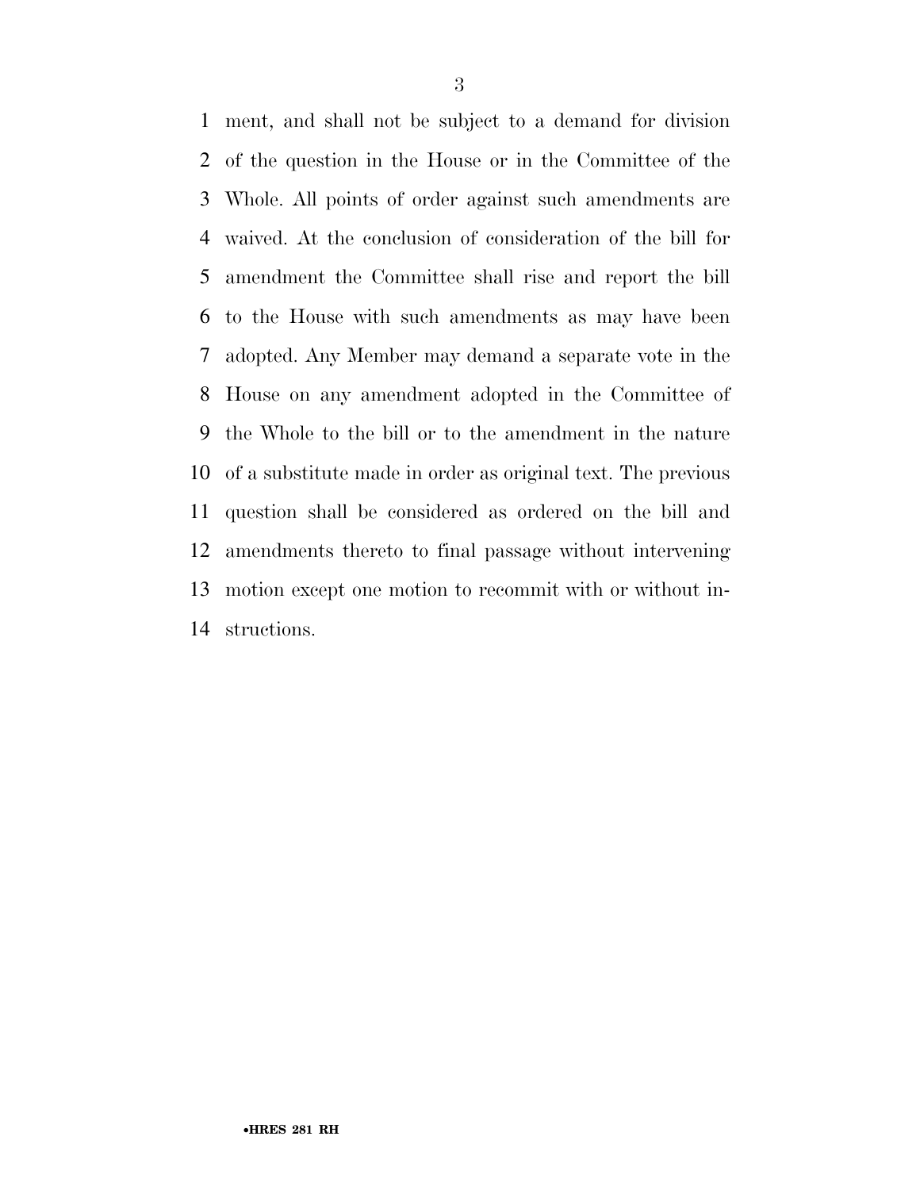ment, and shall not be subject to a demand for division of the question in the House or in the Committee of the Whole. All points of order against such amendments are waived. At the conclusion of consideration of the bill for amendment the Committee shall rise and report the bill to the House with such amendments as may have been adopted. Any Member may demand a separate vote in the House on any amendment adopted in the Committee of the Whole to the bill or to the amendment in the nature of a substitute made in order as original text. The previous question shall be considered as ordered on the bill and amendments thereto to final passage without intervening motion except one motion to recommit with or without instructions.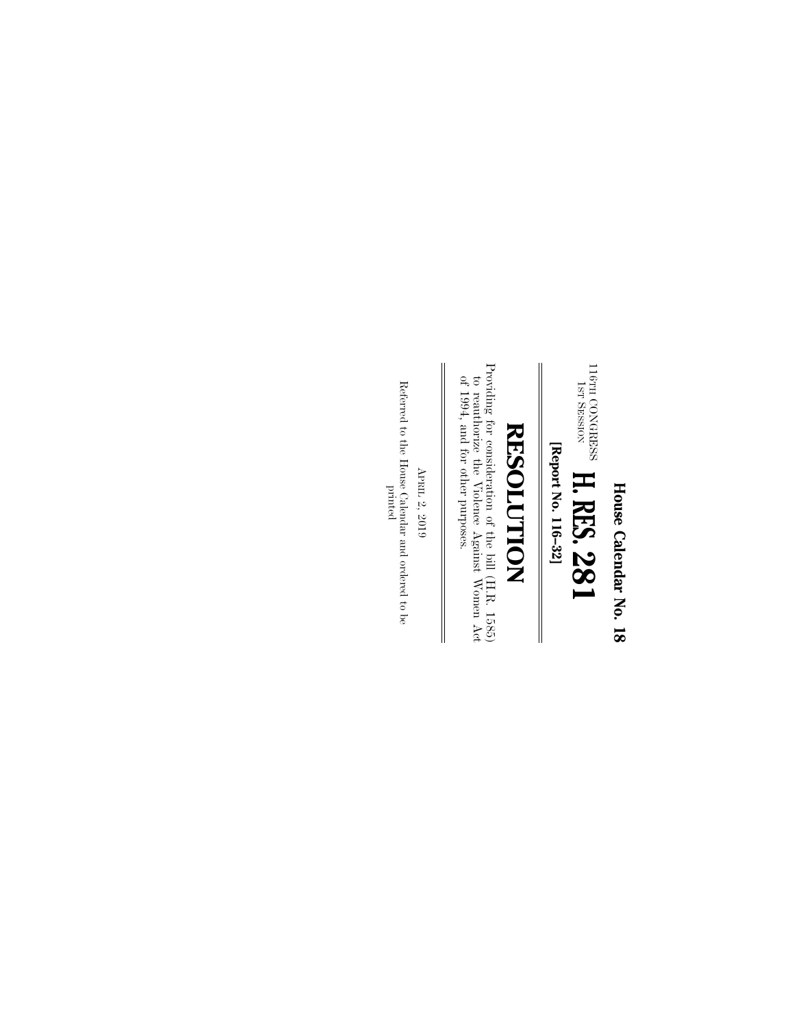**House Calendar No. 18**

116TH CONGRESS
1ST SESSION

# H. RES. 281

**[Report No. 116–32]**

---

# RESOLUTION

Providing for consideration of the bill (H.R. 1585) to reauthorize the Violence Against Women Act of 1994, and for other purposes.

---

APRIL 2, 2019

Referred to the House Calendar and ordered to be printed